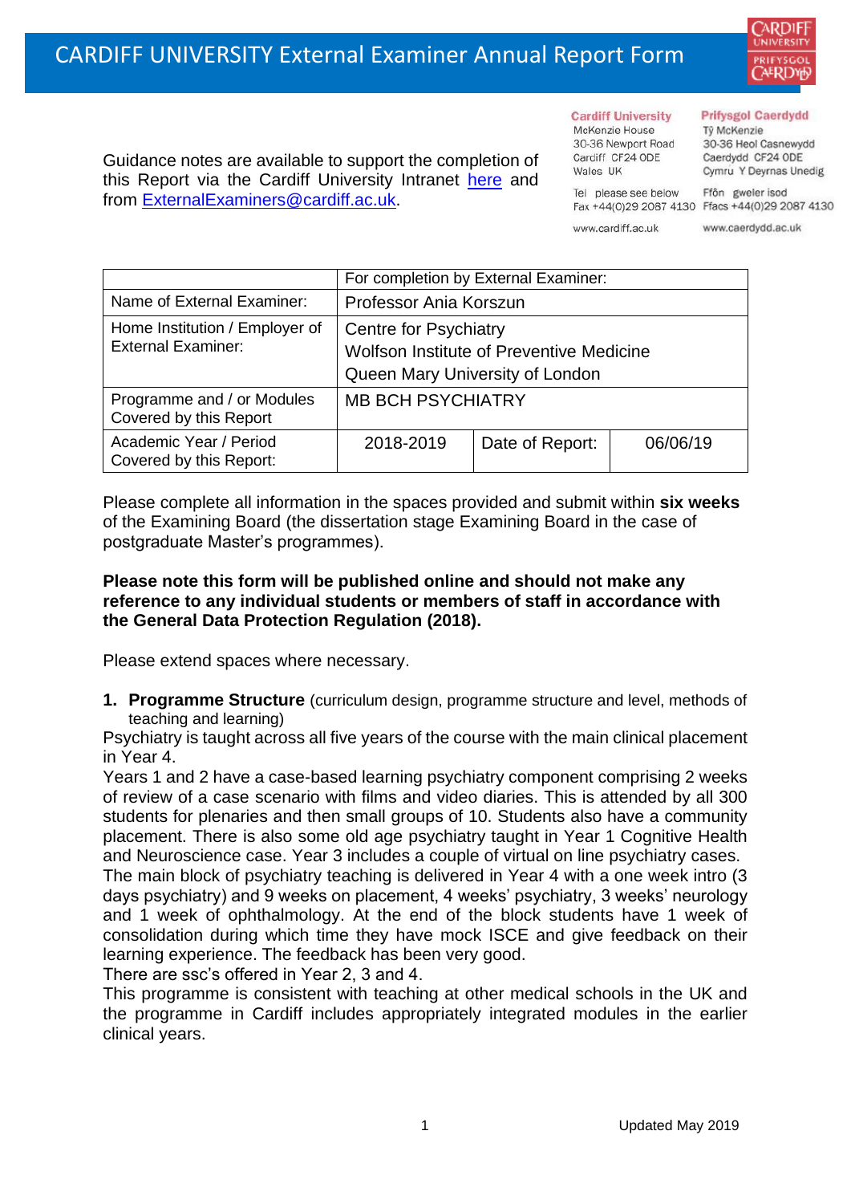# CARDIFF UNIVERSITY External Examiner Annual Report Form

Guidance notes are available to support the completion of this Report via the Cardiff University Intranet here and from ExternalExaminers@cardiff.ac.uk.

**Cardiff University**
McKenzie House
30-36 Newport Road
Cardiff CF24 0DE
Wales UK

Tel please see below
Fax +44(0)29 2087 4130

www.cardiff.ac.uk

**Prifysgol Caerdydd**
Tŷ McKenzie
30-36 Heol Casnewydd
Caerdydd CF24 0DE
Cymru Y Deyrnas Unedig

Ffôn gweler isod
Ffacs +44(0)29 2087 4130

www.caerdydd.ac.uk

| | For completion by External Examiner: | | |
|---|---|---|---|
| Name of External Examiner: | Professor Ania Korszun | | |
| Home Institution / Employer of External Examiner: | Centre for Psychiatry<br>Wolfson Institute of Preventive Medicine<br>Queen Mary University of London | | |
| Programme and / or Modules Covered by this Report | MB BCH PSYCHIATRY | | |
| Academic Year / Period Covered by this Report: | 2018-2019 | Date of Report: | 06/06/19 |

Please complete all information in the spaces provided and submit within **six weeks** of the Examining Board (the dissertation stage Examining Board in the case of postgraduate Master's programmes).

**Please note this form will be published online and should not make any reference to any individual students or members of staff in accordance with the General Data Protection Regulation (2018).**

Please extend spaces where necessary.

1. **Programme Structure** (curriculum design, programme structure and level, methods of teaching and learning)

Psychiatry is taught across all five years of the course with the main clinical placement in Year 4.

Years 1 and 2 have a case-based learning psychiatry component comprising 2 weeks of review of a case scenario with films and video diaries. This is attended by all 300 students for plenaries and then small groups of 10. Students also have a community placement. There is also some old age psychiatry taught in Year 1 Cognitive Health and Neuroscience case. Year 3 includes a couple of virtual on line psychiatry cases.

The main block of psychiatry teaching is delivered in Year 4 with a one week intro (3 days psychiatry) and 9 weeks on placement, 4 weeks' psychiatry, 3 weeks' neurology and 1 week of ophthalmology. At the end of the block students have 1 week of consolidation during which time they have mock ISCE and give feedback on their learning experience. The feedback has been very good.

There are ssc's offered in Year 2, 3 and 4.

This programme is consistent with teaching at other medical schools in the UK and the programme in Cardiff includes appropriately integrated modules in the earlier clinical years.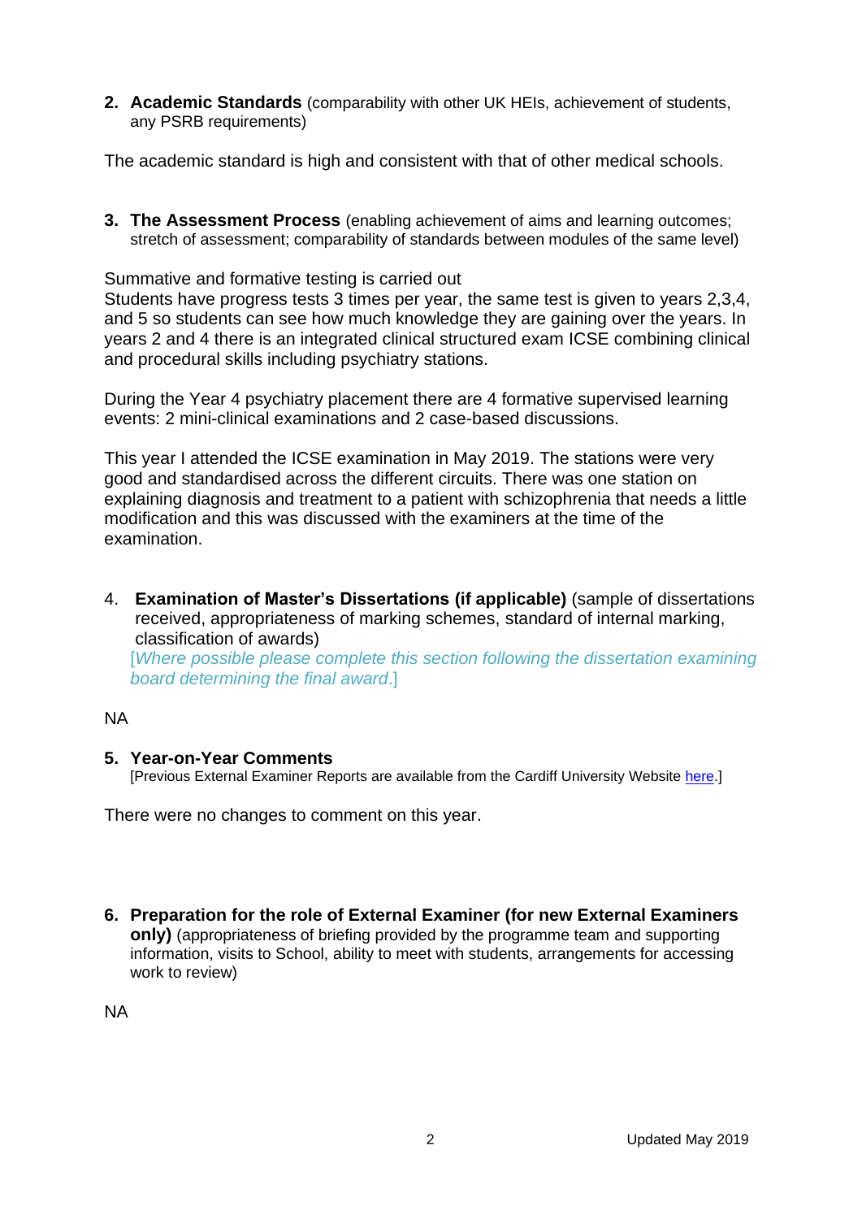**2. Academic Standards** (comparability with other UK HEIs, achievement of students, any PSRB requirements)

The academic standard is high and consistent with that of other medical schools.

**3. The Assessment Process** (enabling achievement of aims and learning outcomes; stretch of assessment; comparability of standards between modules of the same level)

Summative and formative testing is carried out
Students have progress tests 3 times per year, the same test is given to years 2,3,4, and 5 so students can see how much knowledge they are gaining over the years. In years 2 and 4 there is an integrated clinical structured exam ICSE combining clinical and procedural skills including psychiatry stations.

During the Year 4 psychiatry placement there are 4 formative supervised learning events: 2 mini-clinical examinations and 2 case-based discussions.

This year I attended the ICSE examination in May 2019. The stations were very good and standardised across the different circuits. There was one station on explaining diagnosis and treatment to a patient with schizophrenia that needs a little modification and this was discussed with the examiners at the time of the examination.

4. **Examination of Master's Dissertations (if applicable)** (sample of dissertations received, appropriateness of marking schemes, standard of internal marking, classification of awards)
[*Where possible please complete this section following the dissertation examining board determining the final award*.]

NA

**5. Year-on-Year Comments**
[Previous External Examiner Reports are available from the Cardiff University Website here.]

There were no changes to comment on this year.

**6. Preparation for the role of External Examiner (for new External Examiners only)** (appropriateness of briefing provided by the programme team and supporting information, visits to School, ability to meet with students, arrangements for accessing work to review)

NA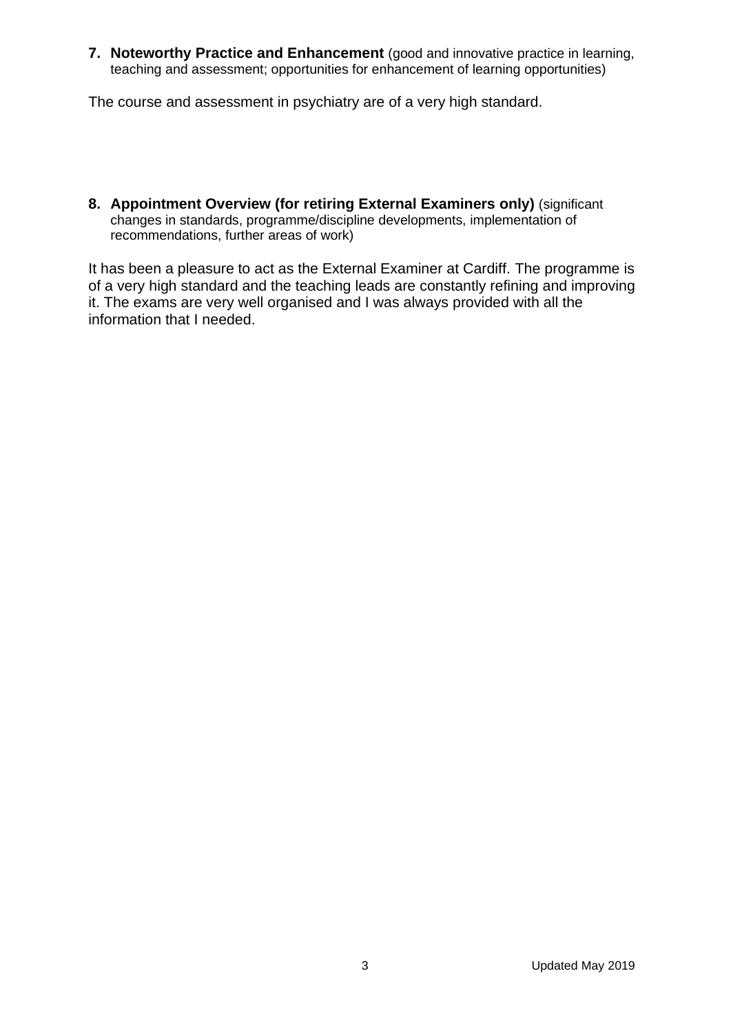7. **Noteworthy Practice and Enhancement** (good and innovative practice in learning, teaching and assessment; opportunities for enhancement of learning opportunities)

The course and assessment in psychiatry are of a very high standard.

8. **Appointment Overview (for retiring External Examiners only)** (significant changes in standards, programme/discipline developments, implementation of recommendations, further areas of work)

It has been a pleasure to act as the External Examiner at Cardiff. The programme is of a very high standard and the teaching leads are constantly refining and improving it. The exams are very well organised and I was always provided with all the information that I needed.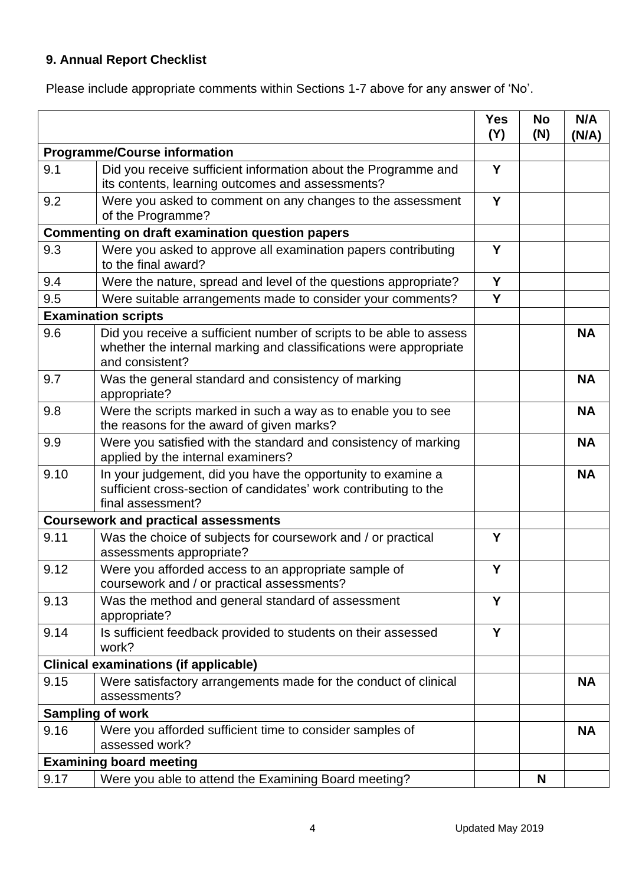## 9. Annual Report Checklist

Please include appropriate comments within Sections 1-7 above for any answer of 'No'.

| | | Yes (Y) | No (N) | N/A (N/A) |
|---|---|---|---|---|
| **Programme/Course information** | | | | |
| 9.1 | Did you receive sufficient information about the Programme and its contents, learning outcomes and assessments? | **Y** | | |
| 9.2 | Were you asked to comment on any changes to the assessment of the Programme? | **Y** | | |
| **Commenting on draft examination question papers** | | | | |
| 9.3 | Were you asked to approve all examination papers contributing to the final award? | **Y** | | |
| 9.4 | Were the nature, spread and level of the questions appropriate? | **Y** | | |
| 9.5 | Were suitable arrangements made to consider your comments? | **Y** | | |
| **Examination scripts** | | | | |
| 9.6 | Did you receive a sufficient number of scripts to be able to assess whether the internal marking and classifications were appropriate and consistent? | | | **NA** |
| 9.7 | Was the general standard and consistency of marking appropriate? | | | **NA** |
| 9.8 | Were the scripts marked in such a way as to enable you to see the reasons for the award of given marks? | | | **NA** |
| 9.9 | Were you satisfied with the standard and consistency of marking applied by the internal examiners? | | | **NA** |
| 9.10 | In your judgement, did you have the opportunity to examine a sufficient cross-section of candidates' work contributing to the final assessment? | | | **NA** |
| **Coursework and practical assessments** | | | | |
| 9.11 | Was the choice of subjects for coursework and / or practical assessments appropriate? | **Y** | | |
| 9.12 | Were you afforded access to an appropriate sample of coursework and / or practical assessments? | **Y** | | |
| 9.13 | Was the method and general standard of assessment appropriate? | **Y** | | |
| 9.14 | Is sufficient feedback provided to students on their assessed work? | **Y** | | |
| **Clinical examinations (if applicable)** | | | | |
| 9.15 | Were satisfactory arrangements made for the conduct of clinical assessments? | | | **NA** |
| **Sampling of work** | | | | |
| 9.16 | Were you afforded sufficient time to consider samples of assessed work? | | | **NA** |
| **Examining board meeting** | | | | |
| 9.17 | Were you able to attend the Examining Board meeting? | | **N** | |

Updated May 2019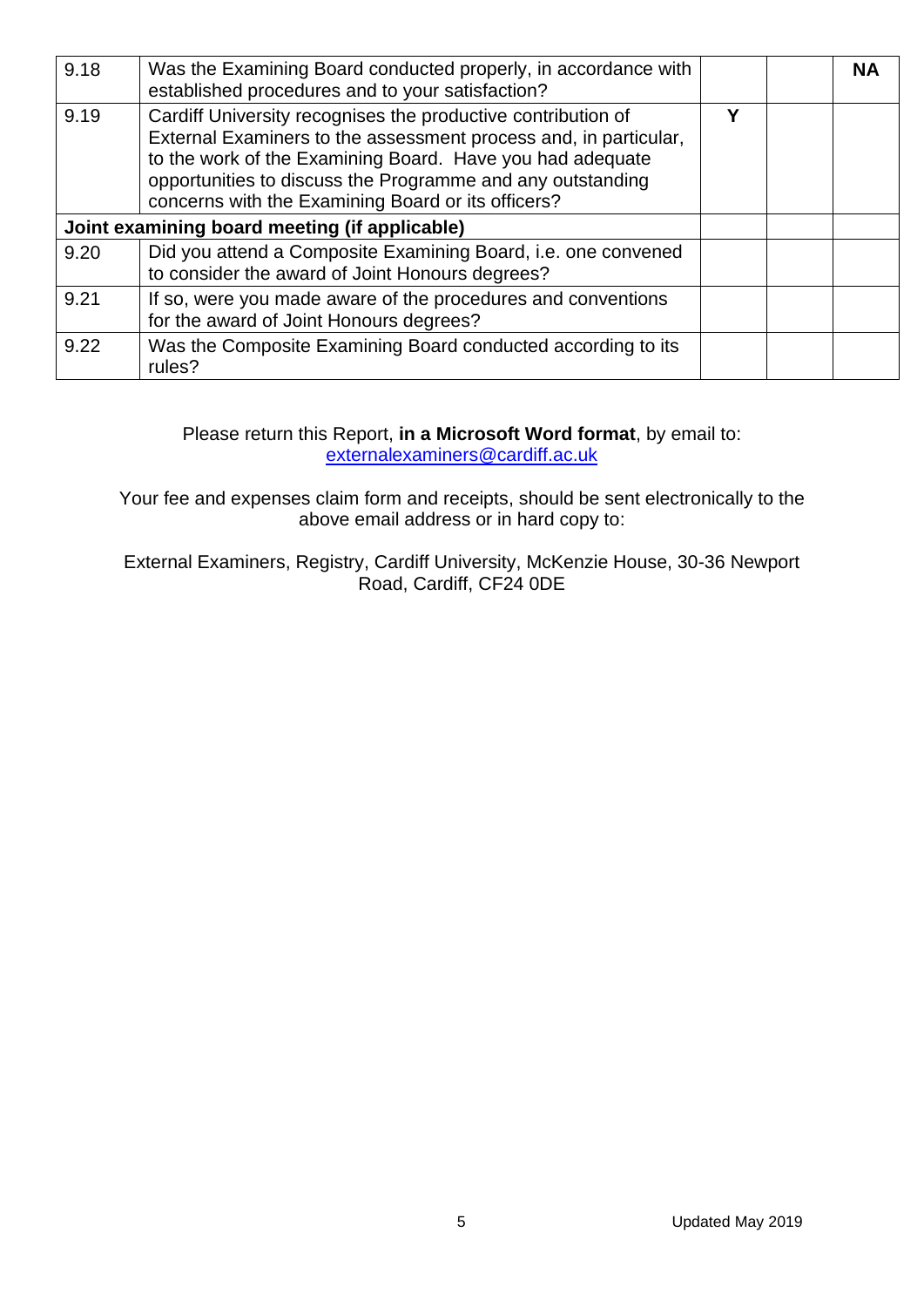| | | | | |
|---|---|---|---|---|
| 9.18 | Was the Examining Board conducted properly, in accordance with established procedures and to your satisfaction? | | | **NA** |
| 9.19 | Cardiff University recognises the productive contribution of External Examiners to the assessment process and, in particular, to the work of the Examining Board. Have you had adequate opportunities to discuss the Programme and any outstanding concerns with the Examining Board or its officers? | **Y** | | |
| **Joint examining board meeting (if applicable)** | | | | |
| 9.20 | Did you attend a Composite Examining Board, i.e. one convened to consider the award of Joint Honours degrees? | | | |
| 9.21 | If so, were you made aware of the procedures and conventions for the award of Joint Honours degrees? | | | |
| 9.22 | Was the Composite Examining Board conducted according to its rules? | | | |

Please return this Report, **in a Microsoft Word format**, by email to: externalexaminers@cardiff.ac.uk

Your fee and expenses claim form and receipts, should be sent electronically to the above email address or in hard copy to:

External Examiners, Registry, Cardiff University, McKenzie House, 30-36 Newport Road, Cardiff, CF24 0DE

Updated May 2019